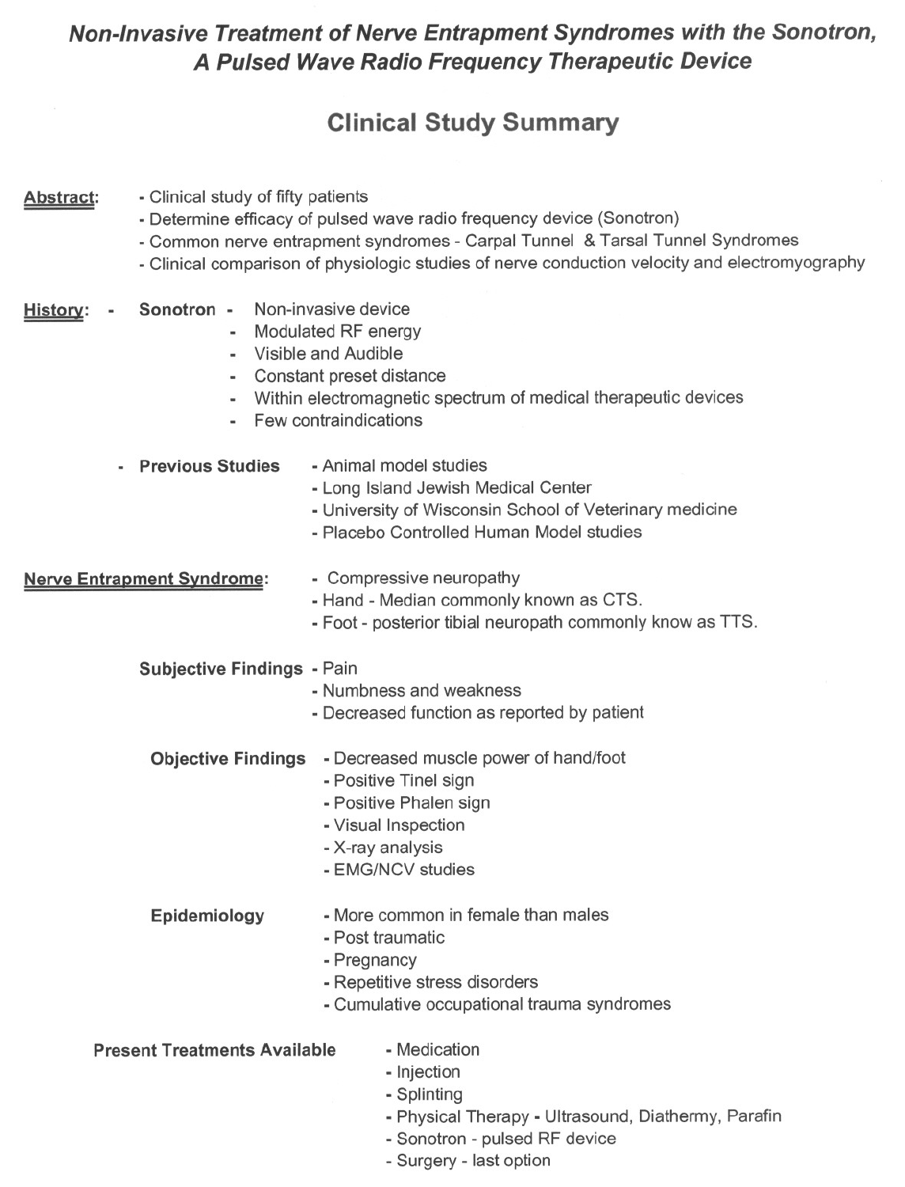# *Non-Invasive Treatment of Nerve Entrapment Syndromes with the Sonotron, A Pulsed Wave Radio Frequency Therapeutic Device*

## Clinical Study Summary

**Abstract:**

- Clinical study of fifty patients
- Determine efficacy of pulsed wave radio frequency device (Sonotron)
- Common nerve entrapment syndromes - Carpal Tunnel & Tarsal Tunnel Syndromes
- Clinical comparison of physiologic studies of nerve conduction velocity and electromyography

**History:**

- **Sonotron**
  - Non-invasive device
  - Modulated RF energy
  - Visible and Audible
  - Constant preset distance
  - Within electromagnetic spectrum of medical therapeutic devices
  - Few contraindications
- **Previous Studies**
  - Animal model studies
  - Long Island Jewish Medical Center
  - University of Wisconsin School of Veterinary medicine
  - Placebo Controlled Human Model studies

**Nerve Entrapment Syndrome:**

- Compressive neuropathy
- Hand - Median commonly known as CTS.
- Foot - posterior tibial neuropath commonly know as TTS.

**Subjective Findings**

- Pain
- Numbness and weakness
- Decreased function as reported by patient

**Objective Findings**

- Decreased muscle power of hand/foot
- Positive Tinel sign
- Positive Phalen sign
- Visual Inspection
- X-ray analysis
- EMG/NCV studies

**Epidemiology**

- More common in female than males
- Post traumatic
- Pregnancy
- Repetitive stress disorders
- Cumulative occupational trauma syndromes

**Present Treatments Available**

- Medication
- Injection
- Splinting
- Physical Therapy - Ultrasound, Diathermy, Parafin
- Sonotron - pulsed RF device
- Surgery - last option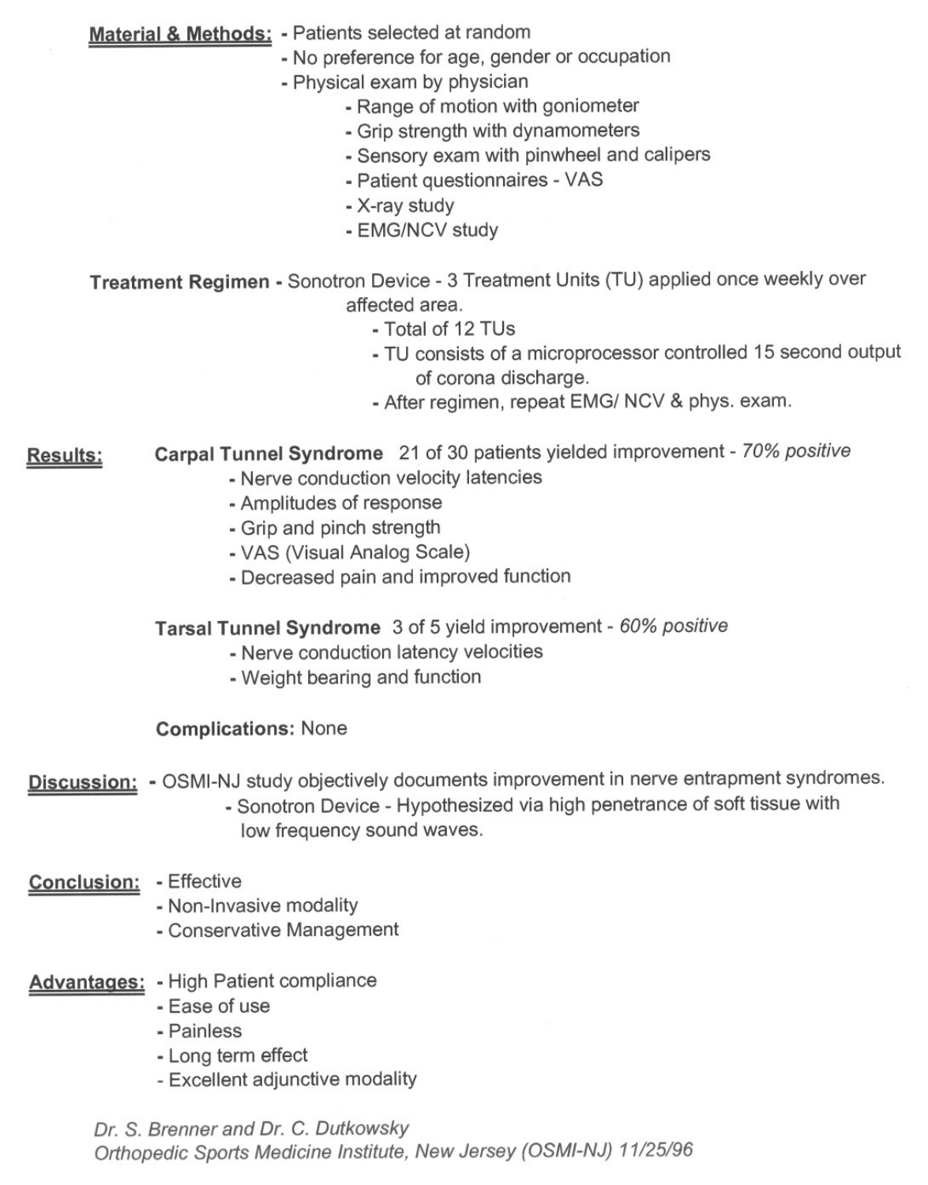**Material & Methods:**
- Patients selected at random
- No preference for age, gender or occupation
- Physical exam by physician
  - Range of motion with goniometer
  - Grip strength with dynamometers
  - Sensory exam with pinwheel and calipers
  - Patient questionnaires - VAS
  - X-ray study
  - EMG/NCV study

**Treatment Regimen** - Sonotron Device - 3 Treatment Units (TU) applied once weekly over affected area.
- Total of 12 TUs
- TU consists of a microprocessor controlled 15 second output of corona discharge.
- After regimen, repeat EMG/ NCV & phys. exam.

**Results:**

**Carpal Tunnel Syndrome** 21 of 30 patients yielded improvement - *70% positive*
- Nerve conduction velocity latencies
- Amplitudes of response
- Grip and pinch strength
- VAS (Visual Analog Scale)
- Decreased pain and improved function

**Tarsal Tunnel Syndrome** 3 of 5 yield improvement - *60% positive*
- Nerve conduction latency velocities
- Weight bearing and function

**Complications:** None

**Discussion:**
- OSMI-NJ study objectively documents improvement in nerve entrapment syndromes.
  - Sonotron Device - Hypothesized via high penetrance of soft tissue with low frequency sound waves.

**Conclusion:**
- Effective
- Non-Invasive modality
- Conservative Management

**Advantages:**
- High Patient compliance
- Ease of use
- Painless
- Long term effect
- Excellent adjunctive modality

*Dr. S. Brenner and Dr. C. Dutkowsky*
*Orthopedic Sports Medicine Institute, New Jersey (OSMI-NJ) 11/25/96*